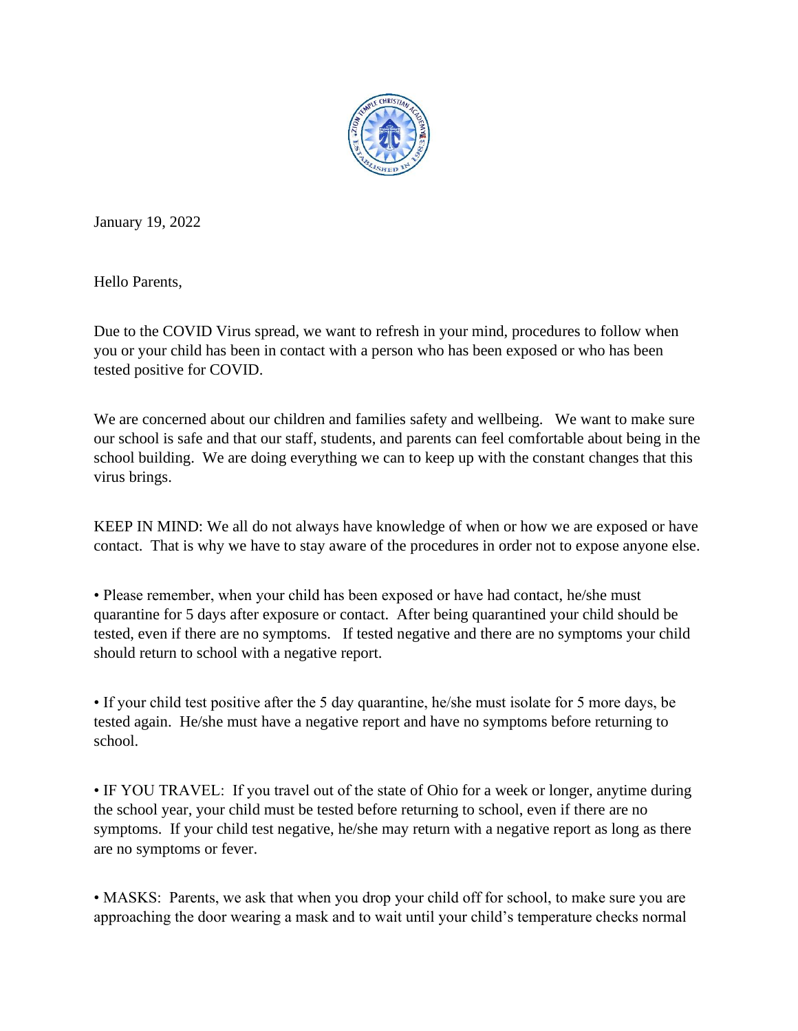January 19, 2022

Hello Parents,

Due to the COVID Virus spread, we want to refresh in your mind, procedures to follow when you or your child has been in contact with a person who has been exposed or who has been tested positive for COVID.

We are concerned about our children and families safety and wellbeing. We want to make sure our school is safe and that our staff, students, and parents can feel comfortable about being in the school building. We are doing everything we can to keep up with the constant changes that this virus brings.

KEEP IN MIND: We all do not always have knowledge of when or how we are exposed or have contact. That is why we have to stay aware of the procedures in order not to expose anyone else.

• Please remember, when your child has been exposed or have had contact, he/she must quarantine for 5 days after exposure or contact. After being quarantined your child should be tested, even if there are no symptoms. If tested negative and there are no symptoms your child should return to school with a negative report.

• If your child test positive after the 5 day quarantine, he/she must isolate for 5 more days, be tested again. He/she must have a negative report and have no symptoms before returning to school.

• IF YOU TRAVEL: If you travel out of the state of Ohio for a week or longer, anytime during the school year, your child must be tested before returning to school, even if there are no symptoms. If your child test negative, he/she may return with a negative report as long as there are no symptoms or fever.

• MASKS: Parents, we ask that when you drop your child off for school, to make sure you are approaching the door wearing a mask and to wait until your child's temperature checks normal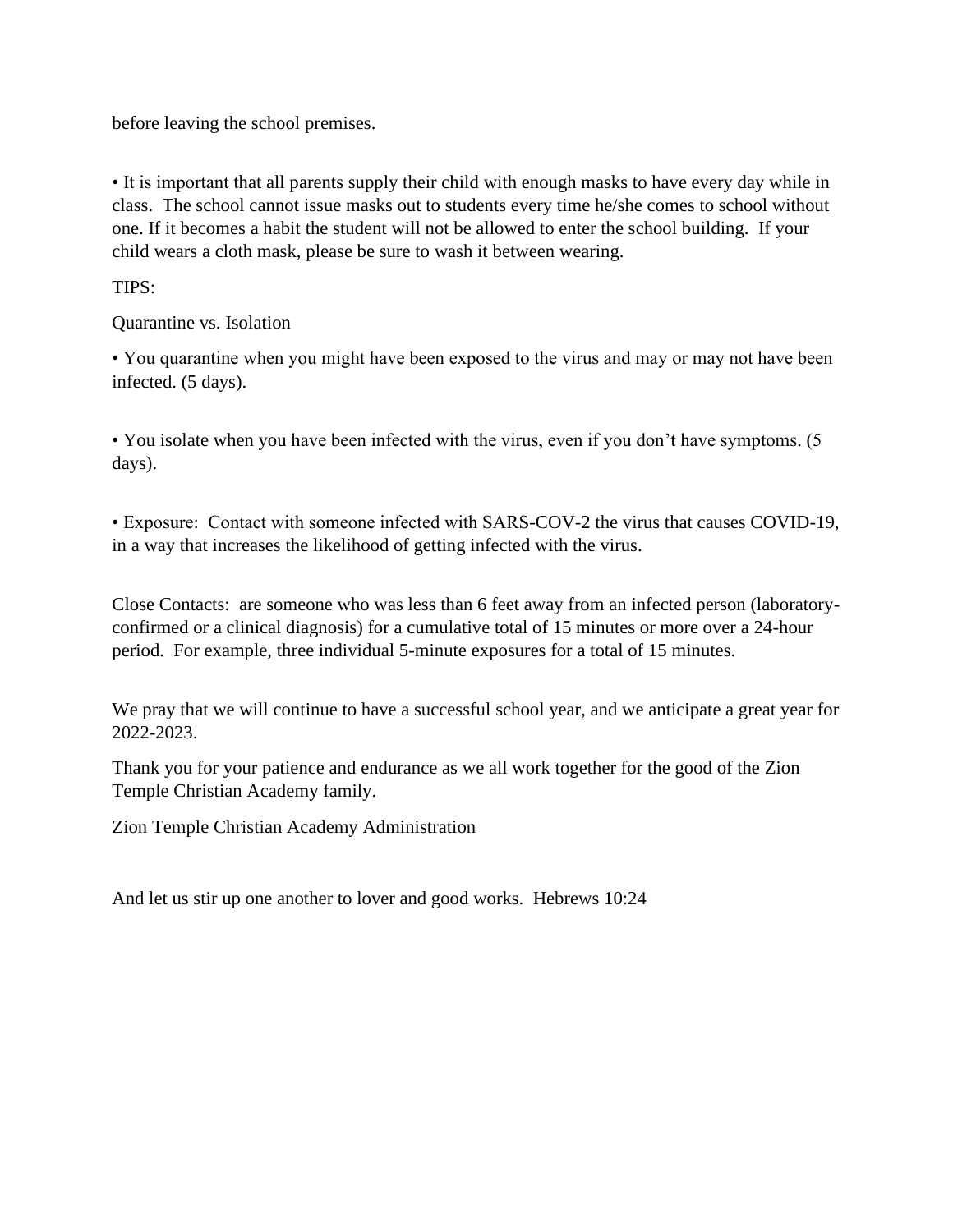before leaving the school premises.

• It is important that all parents supply their child with enough masks to have every day while in class. The school cannot issue masks out to students every time he/she comes to school without one. If it becomes a habit the student will not be allowed to enter the school building. If your child wears a cloth mask, please be sure to wash it between wearing.

TIPS:

Quarantine vs. Isolation

• You quarantine when you might have been exposed to the virus and may or may not have been infected. (5 days).

• You isolate when you have been infected with the virus, even if you don't have symptoms. (5 days).

• Exposure: Contact with someone infected with SARS-COV-2 the virus that causes COVID-19, in a way that increases the likelihood of getting infected with the virus.

Close Contacts: are someone who was less than 6 feet away from an infected person (laboratory-confirmed or a clinical diagnosis) for a cumulative total of 15 minutes or more over a 24-hour period. For example, three individual 5-minute exposures for a total of 15 minutes.

We pray that we will continue to have a successful school year, and we anticipate a great year for 2022-2023.

Thank you for your patience and endurance as we all work together for the good of the Zion Temple Christian Academy family.

Zion Temple Christian Academy Administration

And let us stir up one another to lover and good works. Hebrews 10:24